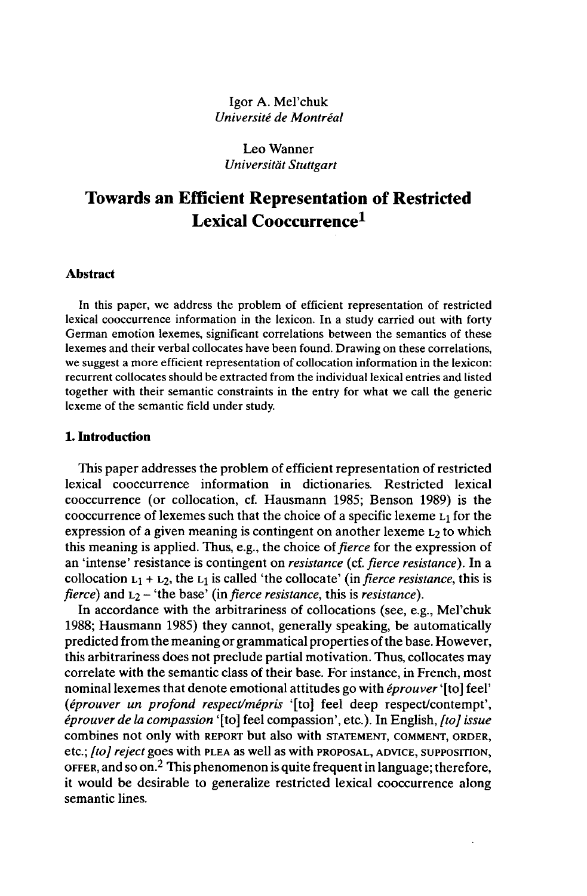Igor A. Mel'chuk
*Université de Montréal*

Leo Wanner
*Universität Stuttgart*

# Towards an Efficient Representation of Restricted Lexical Cooccurrence[1]

## Abstract

In this paper, we address the problem of efficient representation of restricted lexical cooccurrence information in the lexicon. In a study carried out with forty German emotion lexemes, significant correlations between the semantics of these lexemes and their verbal collocates have been found. Drawing on these correlations, we suggest a more efficient representation of collocation information in the lexicon: recurrent collocates should be extracted from the individual lexical entries and listed together with their semantic constraints in the entry for what we call the generic lexeme of the semantic field under study.

## 1. Introduction

This paper addresses the problem of efficient representation of restricted lexical cooccurrence information in dictionaries. Restricted lexical cooccurrence (or collocation, cf. Hausmann 1985; Benson 1989) is the cooccurrence of lexemes such that the choice of a specific lexeme $L_1$ for the expression of a given meaning is contingent on another lexeme $L_2$ to which this meaning is applied. Thus, e.g., the choice of *fierce* for the expression of an 'intense' resistance is contingent on *resistance* (cf. *fierce resistance*). In a collocation $L_1 + L_2$, the $L_1$ is called 'the collocate' (in *fierce resistance*, this is *fierce*) and $L_2$ – 'the base' (in *fierce resistance*, this is *resistance*).

In accordance with the arbitrariness of collocations (see, e.g., Mel'chuk 1988; Hausmann 1985) they cannot, generally speaking, be automatically predicted from the meaning or grammatical properties of the base. However, this arbitrariness does not preclude partial motivation. Thus, collocates may correlate with the semantic class of their base. For instance, in French, most nominal lexemes that denote emotional attitudes go with *éprouver* '[to] feel' (*éprouver un profond respect/mépris* '[to] feel deep respect/contempt', *éprouver de la compassion* '[to] feel compassion', etc.). In English, *[to] issue* combines not only with REPORT but also with STATEMENT, COMMENT, ORDER, etc.; *[to] reject* goes with PLEA as well as with PROPOSAL, ADVICE, SUPPOSITION, OFFER, and so on.[2] This phenomenon is quite frequent in language; therefore, it would be desirable to generalize restricted lexical cooccurrence along semantic lines.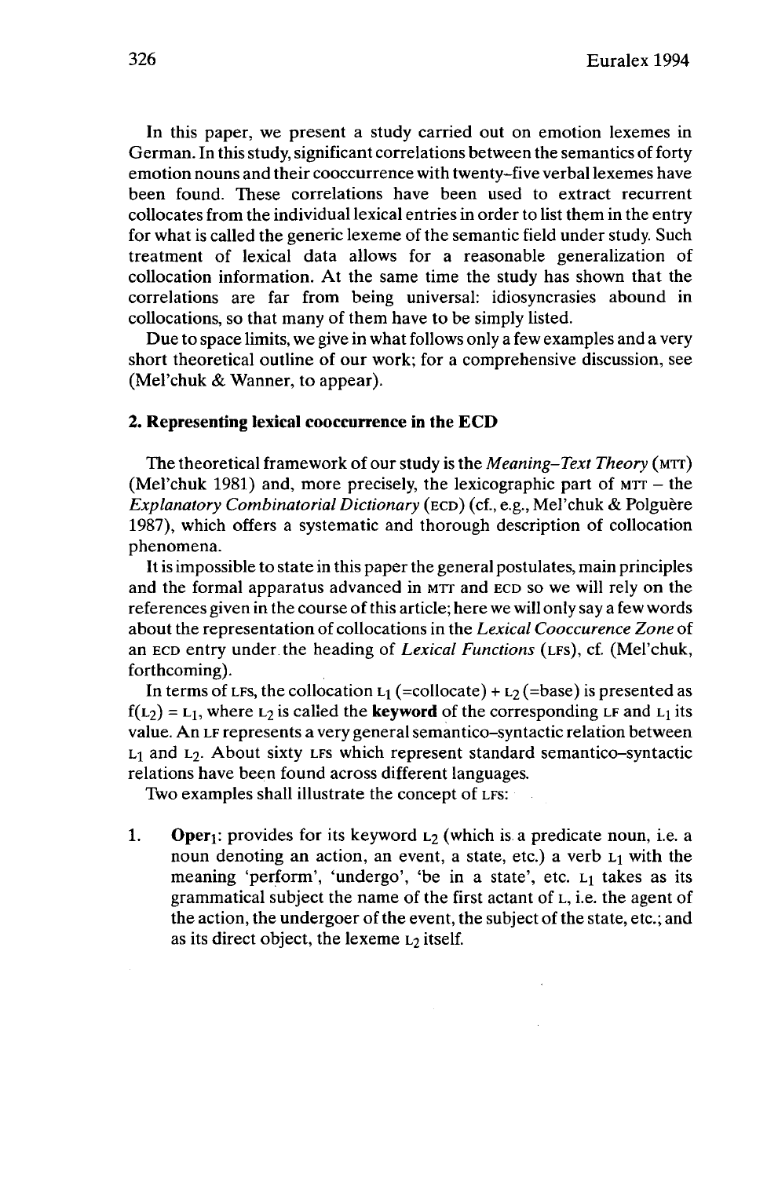In this paper, we present a study carried out on emotion lexemes in German. In this study, significant correlations between the semantics of forty emotion nouns and their cooccurrence with twenty-five verbal lexemes have been found. These correlations have been used to extract recurrent collocates from the individual lexical entries in order to list them in the entry for what is called the generic lexeme of the semantic field under study. Such treatment of lexical data allows for a reasonable generalization of collocation information. At the same time the study has shown that the correlations are far from being universal: idiosyncrasies abound in collocations, so that many of them have to be simply listed.

Due to space limits, we give in what follows only a few examples and a very short theoretical outline of our work; for a comprehensive discussion, see (Mel'chuk & Wanner, to appear).

## 2. Representing lexical cooccurrence in the ECD

The theoretical framework of our study is the *Meaning–Text Theory* (MTT) (Mel'chuk 1981) and, more precisely, the lexicographic part of MTT – the *Explanatory Combinatorial Dictionary* (ECD) (cf., e.g., Mel'chuk & Polguère 1987), which offers a systematic and thorough description of collocation phenomena.

It is impossible to state in this paper the general postulates, main principles and the formal apparatus advanced in MTT and ECD so we will rely on the references given in the course of this article; here we will only say a few words about the representation of collocations in the *Lexical Cooccurence Zone* of an ECD entry under the heading of *Lexical Functions* (LFS), cf. (Mel'chuk, forthcoming).

In terms of LFS, the collocation $L_1$ (=collocate) + $L_2$ (=base) is presented as $f(L_2) = L_1$, where $L_2$ is called the **keyword** of the corresponding LF and $L_1$ its value. An LF represents a very general semantico-syntactic relation between $L_1$ and $L_2$. About sixty LFS which represent standard semantico-syntactic relations have been found across different languages.

Two examples shall illustrate the concept of LFS:

1. **$\mathbf{Oper_1}$**: provides for its keyword $L_2$ (which is a predicate noun, i.e. a noun denoting an action, an event, a state, etc.) a verb $L_1$ with the meaning 'perform', 'undergo', 'be in a state', etc. $L_1$ takes as its grammatical subject the name of the first actant of L, i.e. the agent of the action, the undergoer of the event, the subject of the state, etc.; and as its direct object, the lexeme $L_2$ itself.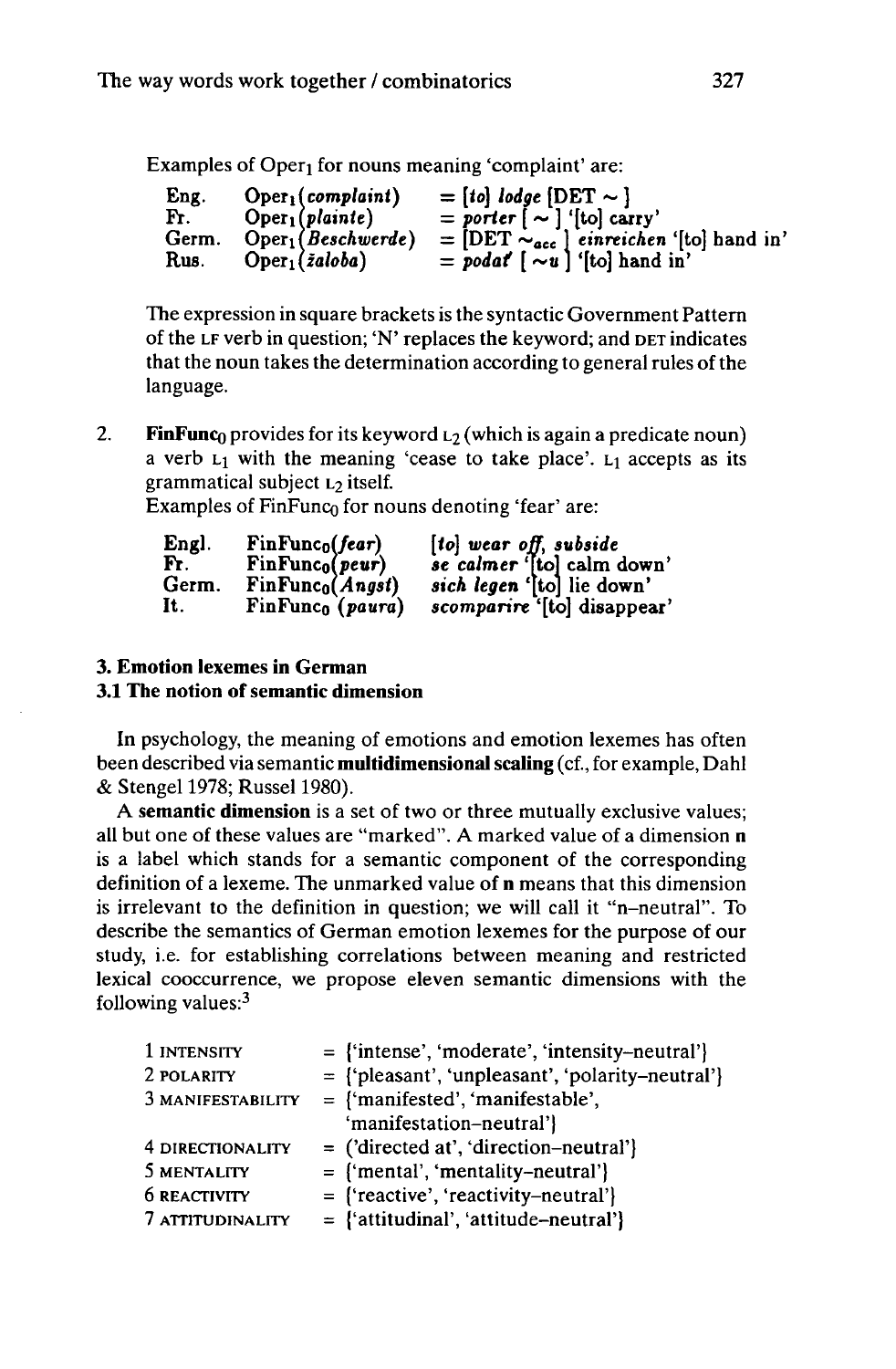Examples of $\text{Oper}_1$ for nouns meaning 'complaint' are:

| | | |
|---|---|---|
| Eng. | $\text{Oper}_1$(*complaint*) | = *[to] lodge* [DET ~ ] |
| Fr. | $\text{Oper}_1$(*plainte*) | = *porter* [ ~ ] '[to] carry' |
| Germ. | $\text{Oper}_1$(*Beschwerde*) | = [DET $\sim_{acc}$ ] *einreichen* '[to] hand in' |
| Rus. | $\text{Oper}_1$(*žaloba*) | = *podat'* [ ~*u* ] '[to] hand in' |

The expression in square brackets is the syntactic Government Pattern of the LF verb in question; 'N' replaces the keyword; and DET indicates that the noun takes the determination according to general rules of the language.

2. **$\text{FinFunc}_0$** provides for its keyword $L_2$ (which is again a predicate noun) a verb $L_1$ with the meaning 'cease to take place'. $L_1$ accepts as its grammatical subject $L_2$ itself.

   Examples of $\text{FinFunc}_0$ for nouns denoting 'fear' are:

| | | |
|---|---|---|
| Engl. | $\text{FinFunc}_0$(*fear*) | *[to] wear off, subside* |
| Fr. | $\text{FinFunc}_0$(*peur*) | *se calmer* '[to] calm down' |
| Germ. | $\text{FinFunc}_0$(*Angst*) | *sich legen* '[to] lie down' |
| It. | $\text{FinFunc}_0$ (*paura*) | *scomparire* '[to] disappear' |

## 3. Emotion lexemes in German

### 3.1 The notion of semantic dimension

In psychology, the meaning of emotions and emotion lexemes has often been described via semantic **multidimensional scaling** (cf., for example, Dahl & Stengel 1978; Russel 1980).

A **semantic dimension** is a set of two or three mutually exclusive values; all but one of these values are "marked". A marked value of a dimension **n** is a label which stands for a semantic component of the corresponding definition of a lexeme. The unmarked value of **n** means that this dimension is irrelevant to the definition in question; we will call it "n–neutral". To describe the semantics of German emotion lexemes for the purpose of our study, i.e. for establishing correlations between meaning and restricted lexical cooccurrence, we propose eleven semantic dimensions with the following values:[3]

| | |
|---|---|
| 1 INTENSITY | = {'intense', 'moderate', 'intensity–neutral'} |
| 2 POLARITY | = {'pleasant', 'unpleasant', 'polarity–neutral'} |
| 3 MANIFESTABILITY | = {'manifested', 'manifestable', 'manifestation–neutral'} |
| 4 DIRECTIONALITY | = ('directed at', 'direction–neutral') |
| 5 MENTALITY | = {'mental', 'mentality–neutral'} |
| 6 REACTIVITY | = {'reactive', 'reactivity–neutral'} |
| 7 ATTITUDINALITY | = {'attitudinal', 'attitude–neutral'} |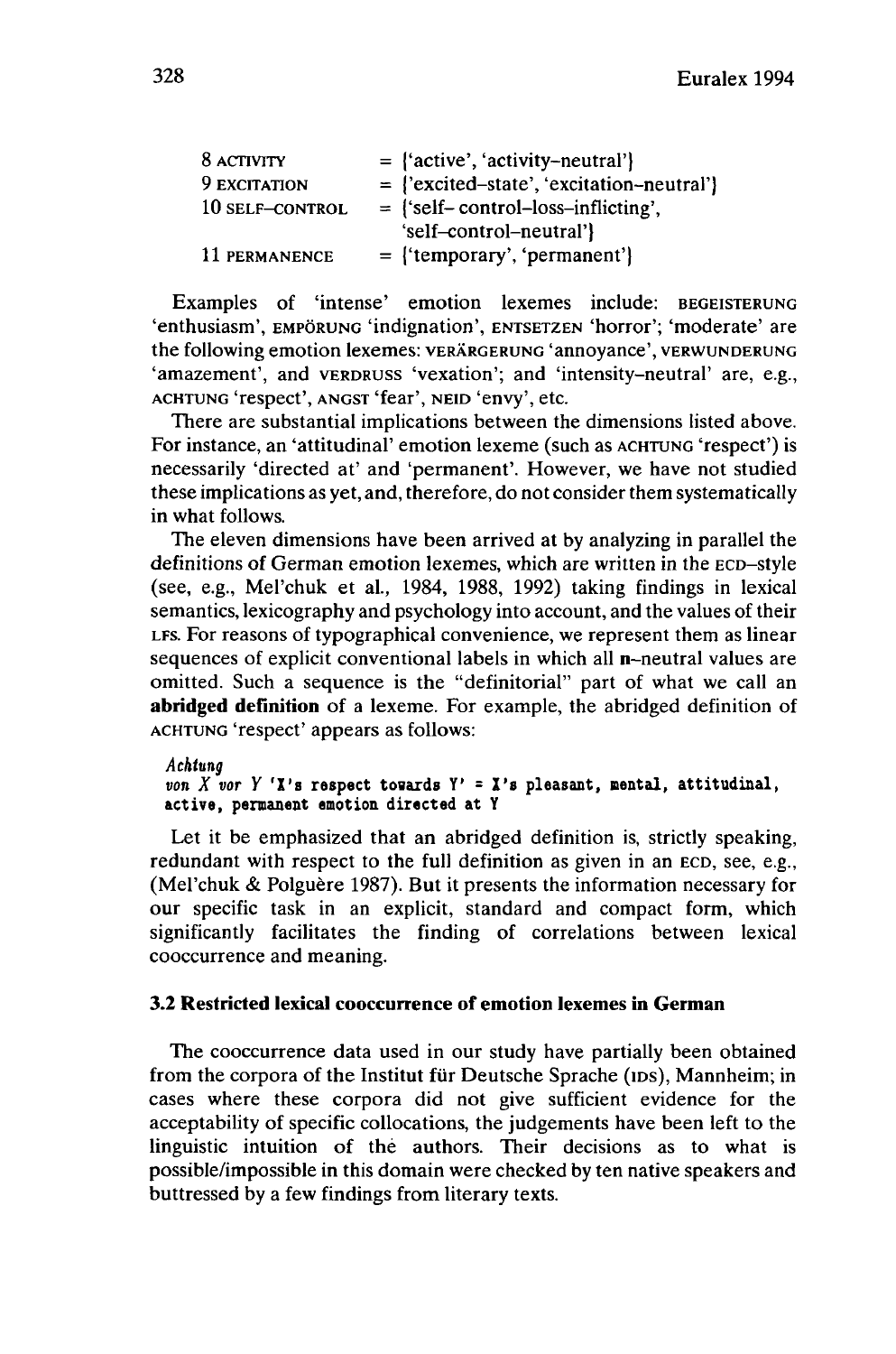| | | |
|---|---|---|
| 8 ACTIVITY | = | {'active', 'activity-neutral'} |
| 9 EXCITATION | = | {'excited-state', 'excitation-neutral'} |
| 10 SELF-CONTROL | = | {'self- control-loss-inflicting', 'self-control-neutral'} |
| 11 PERMANENCE | = | {'temporary', 'permanent'} |

Examples of 'intense' emotion lexemes include: BEGEISTERUNG 'enthusiasm', EMPÖRUNG 'indignation', ENTSETZEN 'horror'; 'moderate' are the following emotion lexemes: VERÄRGERUNG 'annoyance', VERWUNDERUNG 'amazement', and VERDRUSS 'vexation'; and 'intensity-neutral' are, e.g., ACHTUNG 'respect', ANGST 'fear', NEID 'envy', etc.

There are substantial implications between the dimensions listed above. For instance, an 'attitudinal' emotion lexeme (such as ACHTUNG 'respect') is necessarily 'directed at' and 'permanent'. However, we have not studied these implications as yet, and, therefore, do not consider them systematically in what follows.

The eleven dimensions have been arrived at by analyzing in parallel the definitions of German emotion lexemes, which are written in the ECD-style (see, e.g., Mel'chuk et al., 1984, 1988, 1992) taking findings in lexical semantics, lexicography and psychology into account, and the values of their LFS. For reasons of typographical convenience, we represent them as linear sequences of explicit conventional labels in which all **n**-neutral values are omitted. Such a sequence is the "definitorial" part of what we call an **abridged definition** of a lexeme. For example, the abridged definition of ACHTUNG 'respect' appears as follows:

*Achtung*
*von X vor Y* **'X's respect towards Y' = X's pleasant, mental, attitudinal, active, permanent emotion directed at Y**

Let it be emphasized that an abridged definition is, strictly speaking, redundant with respect to the full definition as given in an ECD, see, e.g., (Mel'chuk & Polguère 1987). But it presents the information necessary for our specific task in an explicit, standard and compact form, which significantly facilitates the finding of correlations between lexical cooccurrence and meaning.

### 3.2 Restricted lexical cooccurrence of emotion lexemes in German

The cooccurrence data used in our study have partially been obtained from the corpora of the Institut für Deutsche Sprache (IDS), Mannheim; in cases where these corpora did not give sufficient evidence for the acceptability of specific collocations, the judgements have been left to the linguistic intuition of the authors. Their decisions as to what is possible/impossible in this domain were checked by ten native speakers and buttressed by a few findings from literary texts.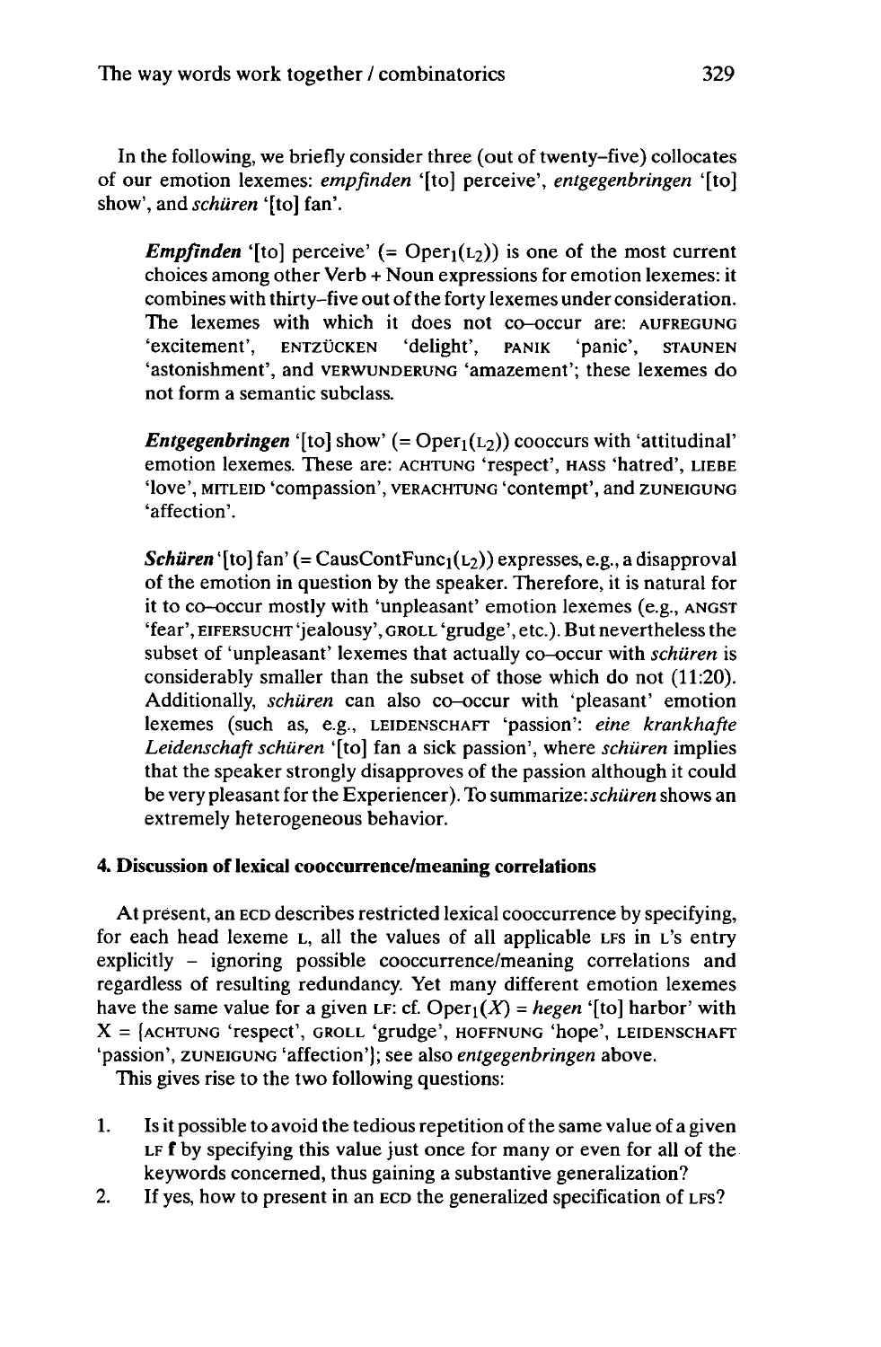In the following, we briefly consider three (out of twenty-five) collocates of our emotion lexemes: *empfinden* '[to] perceive', *entgegenbringen* '[to] show', and *schüren* '[to] fan'.

> ***Empfinden*** '[to] perceive' (= $\text{Oper}_1(\text{L}_2)$) is one of the most current choices among other Verb + Noun expressions for emotion lexemes: it combines with thirty-five out of the forty lexemes under consideration. The lexemes with which it does not co-occur are: AUFREGUNG 'excitement', ENTZÜCKEN 'delight', PANIK 'panic', STAUNEN 'astonishment', and VERWUNDERUNG 'amazement'; these lexemes do not form a semantic subclass.
>
> ***Entgegenbringen*** '[to] show' (= $\text{Oper}_1(\text{L}_2)$) cooccurs with 'attitudinal' emotion lexemes. These are: ACHTUNG 'respect', HASS 'hatred', LIEBE 'love', MITLEID 'compassion', VERACHTUNG 'contempt', and ZUNEIGUNG 'affection'.
>
> ***Schüren*** '[to] fan' (= $\text{CausContFunc}_1(\text{L}_2)$) expresses, e.g., a disapproval of the emotion in question by the speaker. Therefore, it is natural for it to co-occur mostly with 'unpleasant' emotion lexemes (e.g., ANGST 'fear', EIFERSUCHT 'jealousy', GROLL 'grudge', etc.). But nevertheless the subset of 'unpleasant' lexemes that actually co-occur with *schüren* is considerably smaller than the subset of those which do not (11:20). Additionally, *schüren* can also co-occur with 'pleasant' emotion lexemes (such as, e.g., LEIDENSCHAFT 'passion': *eine krankhafte Leidenschaft schüren* '[to] fan a sick passion', where *schüren* implies that the speaker strongly disapproves of the passion although it could be very pleasant for the Experiencer). To summarize: *schüren* shows an extremely heterogeneous behavior.

### 4. Discussion of lexical cooccurrence/meaning correlations

At present, an ECD describes restricted lexical cooccurrence by specifying, for each head lexeme L, all the values of all applicable LFS in L's entry explicitly – ignoring possible cooccurrence/meaning correlations and regardless of resulting redundancy. Yet many different emotion lexemes have the same value for a given LF: cf. $\text{Oper}_1(X)$ = *hegen* '[to] harbor' with X = {ACHTUNG 'respect', GROLL 'grudge', HOFFNUNG 'hope', LEIDENSCHAFT 'passion', ZUNEIGUNG 'affection'}; see also *entgegenbringen* above.

This gives rise to the two following questions:

1. Is it possible to avoid the tedious repetition of the same value of a given LF **f** by specifying this value just once for many or even for all of the keywords concerned, thus gaining a substantive generalization?
2. If yes, how to present in an ECD the generalized specification of LFS?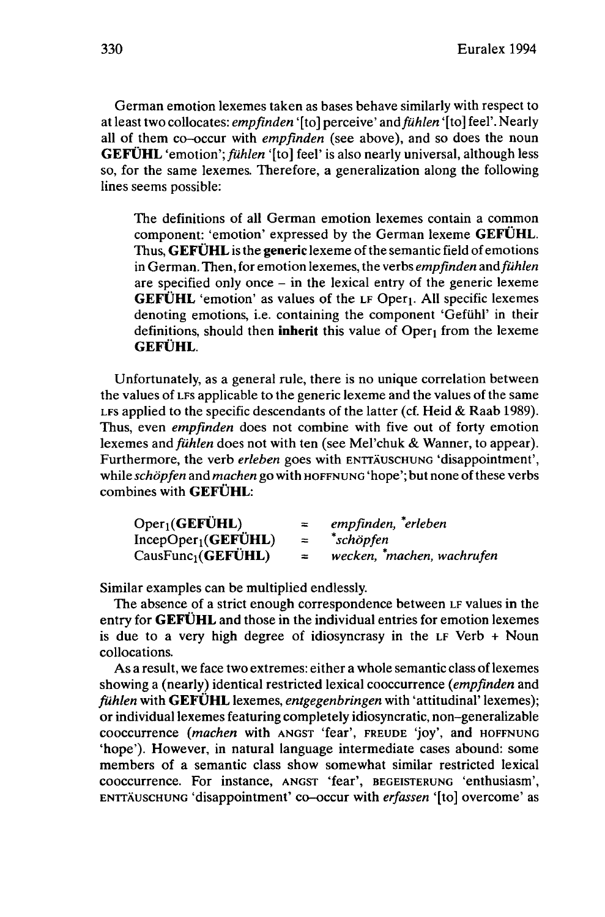German emotion lexemes taken as bases behave similarly with respect to at least two collocates: *empfinden* '[to] perceive' and *fühlen* '[to] feel'. Nearly all of them co–occur with *empfinden* (see above), and so does the noun **GEFÜHL** 'emotion'; *fühlen* '[to] feel' is also nearly universal, although less so, for the same lexemes. Therefore, a generalization along the following lines seems possible:

> The definitions of all German emotion lexemes contain a common component: 'emotion' expressed by the German lexeme **GEFÜHL**. Thus, **GEFÜHL** is the **generic** lexeme of the semantic field of emotions in German. Then, for emotion lexemes, the verbs *empfinden* and *fühlen* are specified only once – in the lexical entry of the generic lexeme **GEFÜHL** 'emotion' as values of the LF $Oper_1$. All specific lexemes denoting emotions, i.e. containing the component 'Gefühl' in their definitions, should then **inherit** this value of $Oper_1$ from the lexeme **GEFÜHL**.

Unfortunately, as a general rule, there is no unique correlation between the values of LFS applicable to the generic lexeme and the values of the same LFS applied to the specific descendants of the latter (cf. Heid & Raab 1989). Thus, even *empfinden* does not combine with five out of forty emotion lexemes and *fühlen* does not with ten (see Mel'chuk & Wanner, to appear). Furthermore, the verb *erleben* goes with ENTTÄUSCHUNG 'disappointment', while *schöpfen* and *machen* go with HOFFNUNG 'hope'; but none of these verbs combines with **GEFÜHL**:

| | | |
|---|---|---|
| $Oper_1$(**GEFÜHL**) | = | *empfinden*, \**erleben* |
| $IncepOper_1$(**GEFÜHL**) | = | \**schöpfen* |
| $CausFunc_1$(**GEFÜHL**) | = | *wecken*, \**machen*, *wachrufen* |

Similar examples can be multiplied endlessly.

The absence of a strict enough correspondence between LF values in the entry for **GEFÜHL** and those in the individual entries for emotion lexemes is due to a very high degree of idiosyncrasy in the LF Verb + Noun collocations.

As a result, we face two extremes: either a whole semantic class of lexemes showing a (nearly) identical restricted lexical cooccurrence (*empfinden* and *fühlen* with **GEFÜHL** lexemes, *entgegenbringen* with 'attitudinal' lexemes); or individual lexemes featuring completely idiosyncratic, non–generalizable cooccurrence (*machen* with ANGST 'fear', FREUDE 'joy', and HOFFNUNG 'hope'). However, in natural language intermediate cases abound: some members of a semantic class show somewhat similar restricted lexical cooccurrence. For instance, ANGST 'fear', BEGEISTERUNG 'enthusiasm', ENTTÄUSCHUNG 'disappointment' co–occur with *erfassen* '[to] overcome' as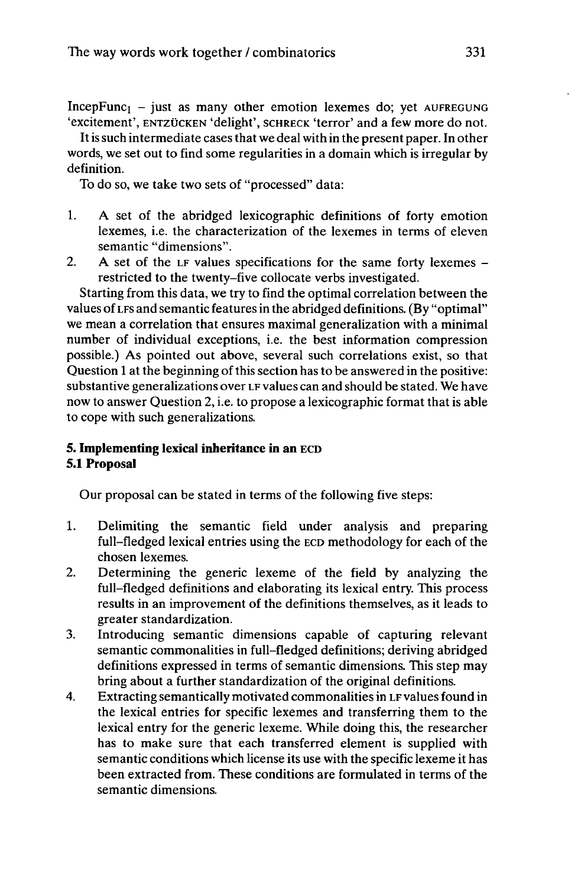$\text{IncepFunc}_1$ – just as many other emotion lexemes do; yet AUFREGUNG 'excitement', ENTZÜCKEN 'delight', SCHRECK 'terror' and a few more do not.

It is such intermediate cases that we deal with in the present paper. In other words, we set out to find some regularities in a domain which is irregular by definition.

To do so, we take two sets of "processed" data:

1. A set of the abridged lexicographic definitions of forty emotion lexemes, i.e. the characterization of the lexemes in terms of eleven semantic "dimensions".
2. A set of the LF values specifications for the same forty lexemes – restricted to the twenty-five collocate verbs investigated.

Starting from this data, we try to find the optimal correlation between the values of LFs and semantic features in the abridged definitions. (By "optimal" we mean a correlation that ensures maximal generalization with a minimal number of individual exceptions, i.e. the best information compression possible.) As pointed out above, several such correlations exist, so that Question 1 at the beginning of this section has to be answered in the positive: substantive generalizations over LF values can and should be stated. We have now to answer Question 2, i.e. to propose a lexicographic format that is able to cope with such generalizations.

## 5. Implementing lexical inheritance in an ECD

### 5.1 Proposal

Our proposal can be stated in terms of the following five steps:

1. Delimiting the semantic field under analysis and preparing full-fledged lexical entries using the ECD methodology for each of the chosen lexemes.
2. Determining the generic lexeme of the field by analyzing the full-fledged definitions and elaborating its lexical entry. This process results in an improvement of the definitions themselves, as it leads to greater standardization.
3. Introducing semantic dimensions capable of capturing relevant semantic commonalities in full-fledged definitions; deriving abridged definitions expressed in terms of semantic dimensions. This step may bring about a further standardization of the original definitions.
4. Extracting semantically motivated commonalities in LF values found in the lexical entries for specific lexemes and transferring them to the lexical entry for the generic lexeme. While doing this, the researcher has to make sure that each transferred element is supplied with semantic conditions which license its use with the specific lexeme it has been extracted from. These conditions are formulated in terms of the semantic dimensions.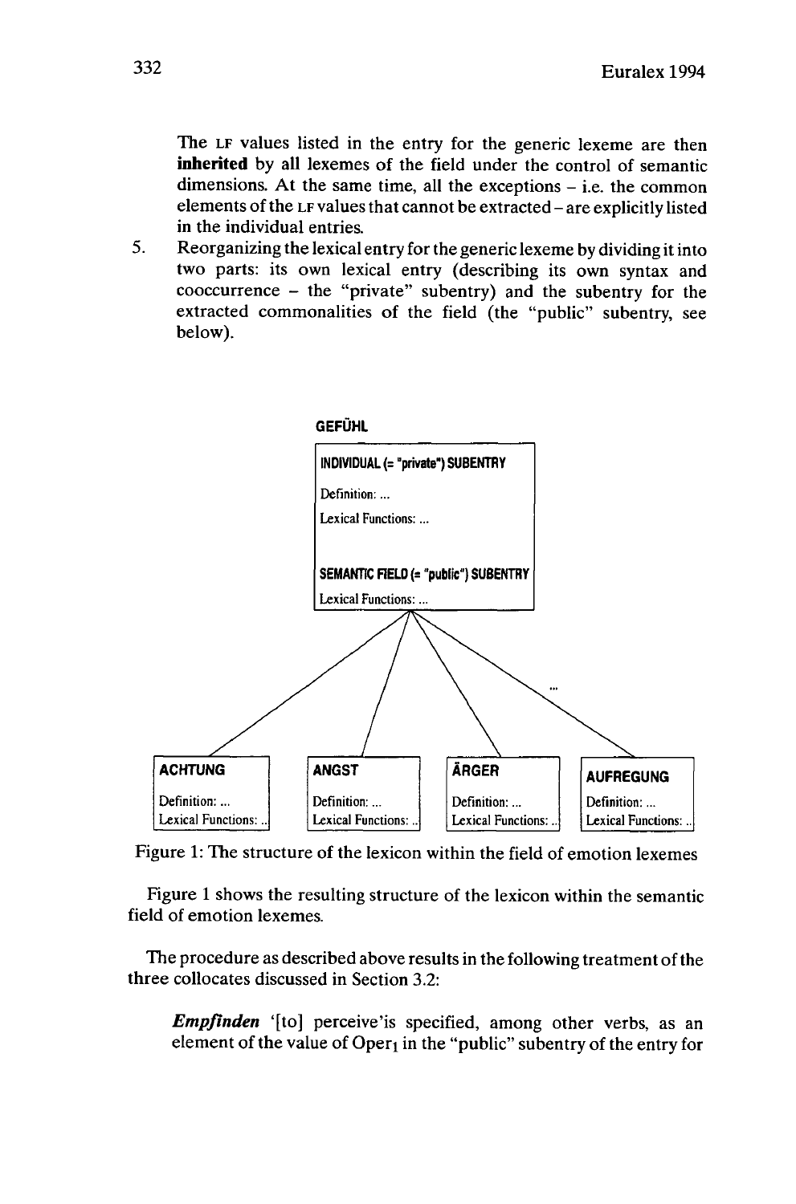The LF values listed in the entry for the generic lexeme are then **inherited** by all lexemes of the field under the control of semantic dimensions. At the same time, all the exceptions – i.e. the common elements of the LF values that cannot be extracted – are explicitly listed in the individual entries.

5. Reorganizing the lexical entry for the generic lexeme by dividing it into two parts: its own lexical entry (describing its own syntax and cooccurrence – the "private" subentry) and the subentry for the extracted commonalities of the field (the "public" subentry, see below).

**GEFÜHL**

**INDIVIDUAL (= "private") SUBENTRY**

Definition: ...

Lexical Functions: ...

**SEMANTIC FIELD (= "public") SUBENTRY**

Lexical Functions: ...

...

**ACHTUNG**

Definition: ...

Lexical Functions: ..

**ANGST**

Definition: ...

Lexical Functions: ..

**ÄRGER**

Definition: ...

Lexical Functions: ..

**AUFREGUNG**

Definition: ...

Lexical Functions: ..

Figure 1: The structure of the lexicon within the field of emotion lexemes

Figure 1 shows the resulting structure of the lexicon within the semantic field of emotion lexemes.

The procedure as described above results in the following treatment of the three collocates discussed in Section 3.2:

> ***Empfinden*** '[to] perceive'is specified, among other verbs, as an element of the value of $Oper_1$ in the "public" subentry of the entry for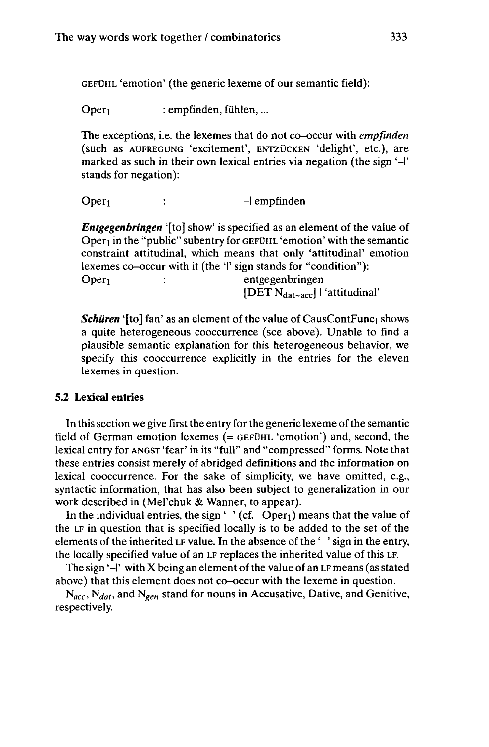GEFÜHL 'emotion' (the generic lexeme of our semantic field):

$Oper_1$ : empfinden, fühlen, ...

The exceptions, i.e. the lexemes that do not co–occur with *empfinden* (such as AUFREGUNG 'excitement', ENTZÜCKEN 'delight', etc.), are marked as such in their own lexical entries via negation (the sign '⊣' stands for negation):

$Oper_1$ : ⊣ empfinden

***Entgegenbringen*** '[to] show' is specified as an element of the value of $Oper_1$ in the "public" subentry for GEFÜHL 'emotion' with the semantic constraint attitudinal, which means that only 'attitudinal' emotion lexemes co–occur with it (the '|' sign stands for "condition"):

$Oper_1$ : entgegenbringen
[DET $N_{dat \sim acc}$] | 'attitudinal'

***Schüren*** '[to] fan' as an element of the value of $CausContFunc_1$ shows a quite heterogeneous cooccurrence (see above). Unable to find a plausible semantic explanation for this heterogeneous behavior, we specify this cooccurrence explicitly in the entries for the eleven lexemes in question.

### 5.2 Lexical entries

In this section we give first the entry for the generic lexeme of the semantic field of German emotion lexemes (= GEFÜHL 'emotion') and, second, the lexical entry for ANGST 'fear' in its "full" and "compressed" forms. Note that these entries consist merely of abridged definitions and the information on lexical cooccurrence. For the sake of simplicity, we have omitted, e.g., syntactic information, that has also been subject to generalization in our work described in (Mel'chuk & Wanner, to appear).

In the individual entries, the sign ' ' (cf. $Oper_1$) means that the value of the LF in question that is specified locally is to be added to the set of the elements of the inherited LF value. In the absence of the ' ' sign in the entry, the locally specified value of an LF replaces the inherited value of this LF.

The sign '⊣' with X being an element of the value of an LF means (as stated above) that this element does not co–occur with the lexeme in question.

$N_{acc}$, $N_{dat}$, and $N_{gen}$ stand for nouns in Accusative, Dative, and Genitive, respectively.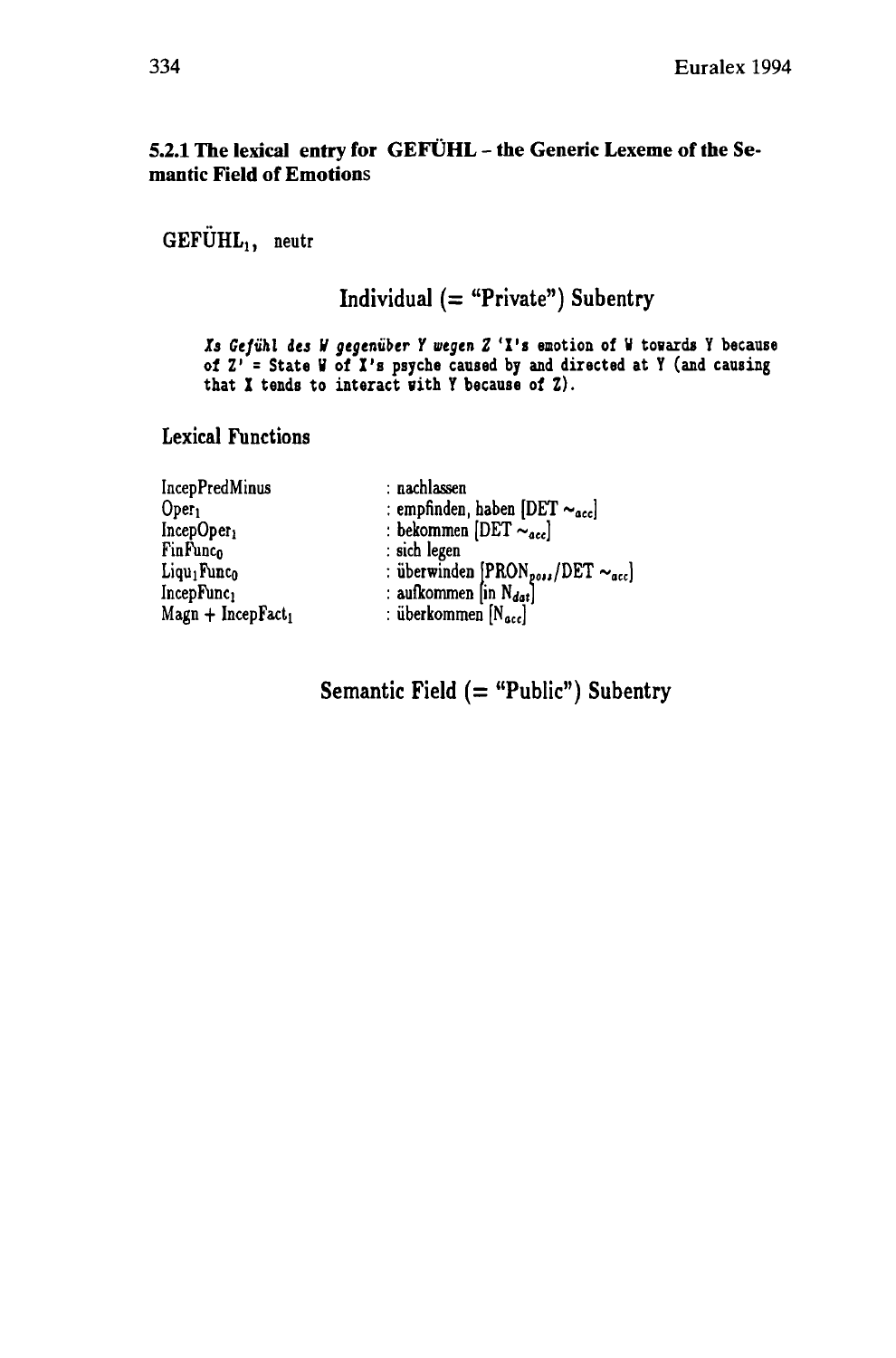### 5.2.1 The lexical entry for GEFÜHL – the Generic Lexeme of the Semantic Field of Emotions

GEFÜHL$_1$, neutr

## Individual (= "Private") Subentry

*Xs Gefühl des W gegenüber Y wegen Z* 'X's emotion of W towards Y because of Z' = State W of X's psyche caused by and directed at Y (and causing that X tends to interact with Y because of Z).

### Lexical Functions

| | |
|---|---|
| IncepPredMinus | : nachlassen |
| $Oper_1$ | : empfinden, haben [DET $\sim_{acc}$] |
| $IncepOper_1$ | : bekommen [DET $\sim_{acc}$] |
| $FinFunc_0$ | : sich legen |
| $Liqu_1Func_0$ | : überwinden [$PRON_{poss}$/DET $\sim_{acc}$] |
| $IncepFunc_1$ | : aufkommen [in $N_{dat}$] |
| Magn + $IncepFact_1$ | : überkommen [$N_{acc}$] |

## Semantic Field (= "Public") Subentry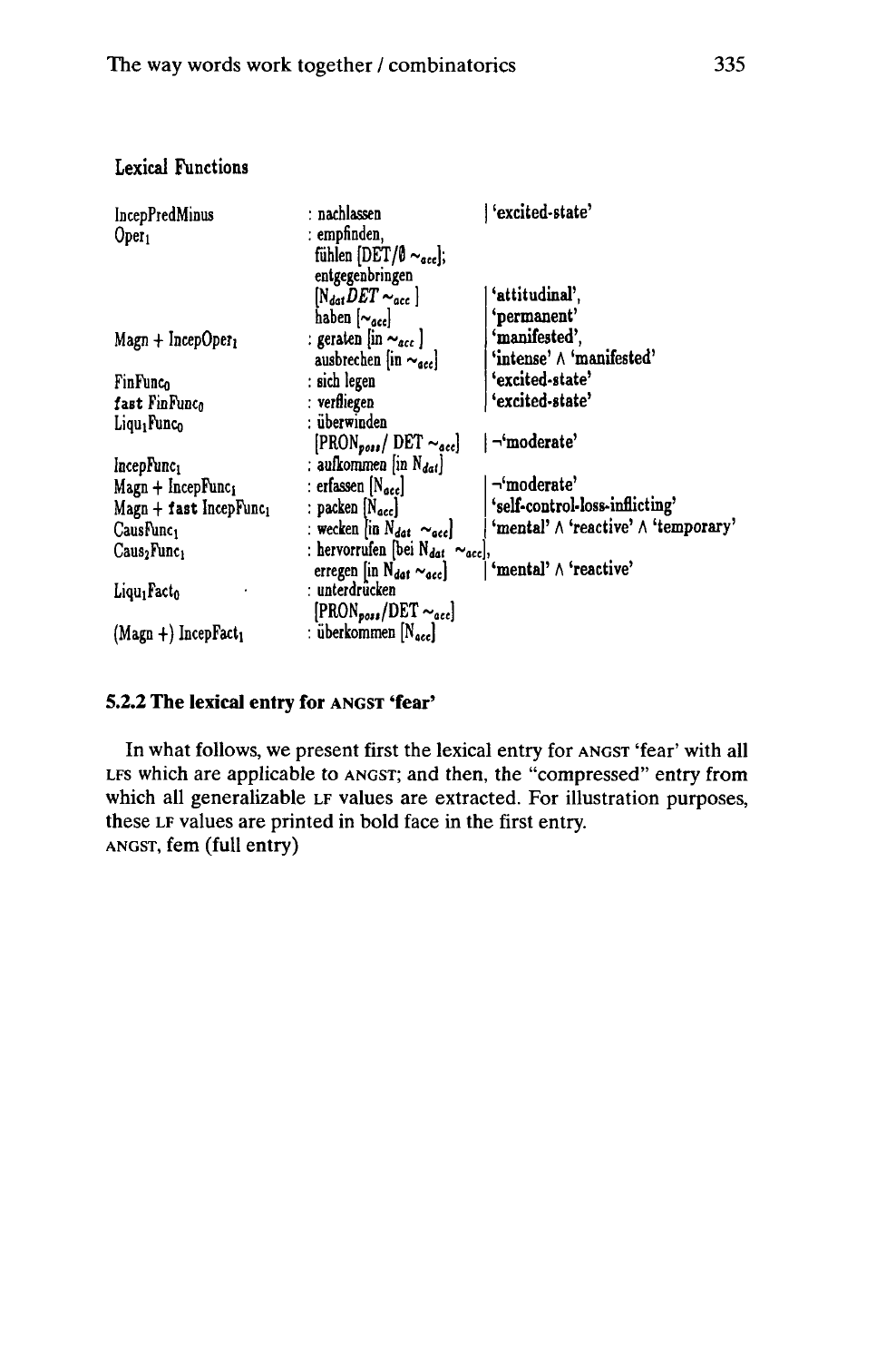### Lexical Functions

| | | |
|---|---|---|
| IncepPredMinus | : nachlassen | \| 'excited-state' |
| $Oper_1$ | : empfinden, fühlen [DET/∅ $\sim_{acc}$]; entgegenbringen [$N_{dat}$ *DET* $\sim_{acc}$] | \| 'attitudinal', |
| | haben [$\sim_{acc}$] | 'permanent' |
| Magn + $IncepOper_1$ | : geraten [in $\sim_{acc}$] | 'manifested', |
| | ausbrechen [in $\sim_{acc}$] | 'intense' ∧ 'manifested' |
| $FinFunc_0$ | : sich legen | 'excited-state' |
| **fast** $FinFunc_0$ | : verfliegen | 'excited-state' |
| $Liqu_1Func_0$ | : überwinden [$PRON_{poss}$/ DET $\sim_{acc}$] | \| ¬'moderate' |
| $IncepFunc_1$ | : aufkommen [in $N_{dat}$] | |
| Magn + $IncepFunc_1$ | : erfassen [$N_{acc}$] | \| ¬'moderate' |
| Magn + **fast** $IncepFunc_1$ | : packen [$N_{acc}$] | 'self-control-loss-inflicting' |
| $CausFunc_1$ | : wecken [in $N_{dat}$ $\sim_{acc}$] | \| 'mental' ∧ 'reactive' ∧ 'temporary' |
| $Caus_2Func_1$ | : hervorrufen [bei $N_{dat}$ $\sim_{acc}$], erregen [in $N_{dat}$ $\sim_{acc}$] | \| 'mental' ∧ 'reactive' |
| $Liqu_1Fact_0$ | : unterdrücken [$PRON_{poss}$/DET $\sim_{acc}$] | |
| (Magn +) $IncepFact_1$ | : überkommen [$N_{acc}$] | |

### 5.2.2 The lexical entry for ANGST 'fear'

In what follows, we present first the lexical entry for ANGST 'fear' with all LFS which are applicable to ANGST; and then, the "compressed" entry from which all generalizable LF values are extracted. For illustration purposes, these LF values are printed in bold face in the first entry.

ANGST, fem (full entry)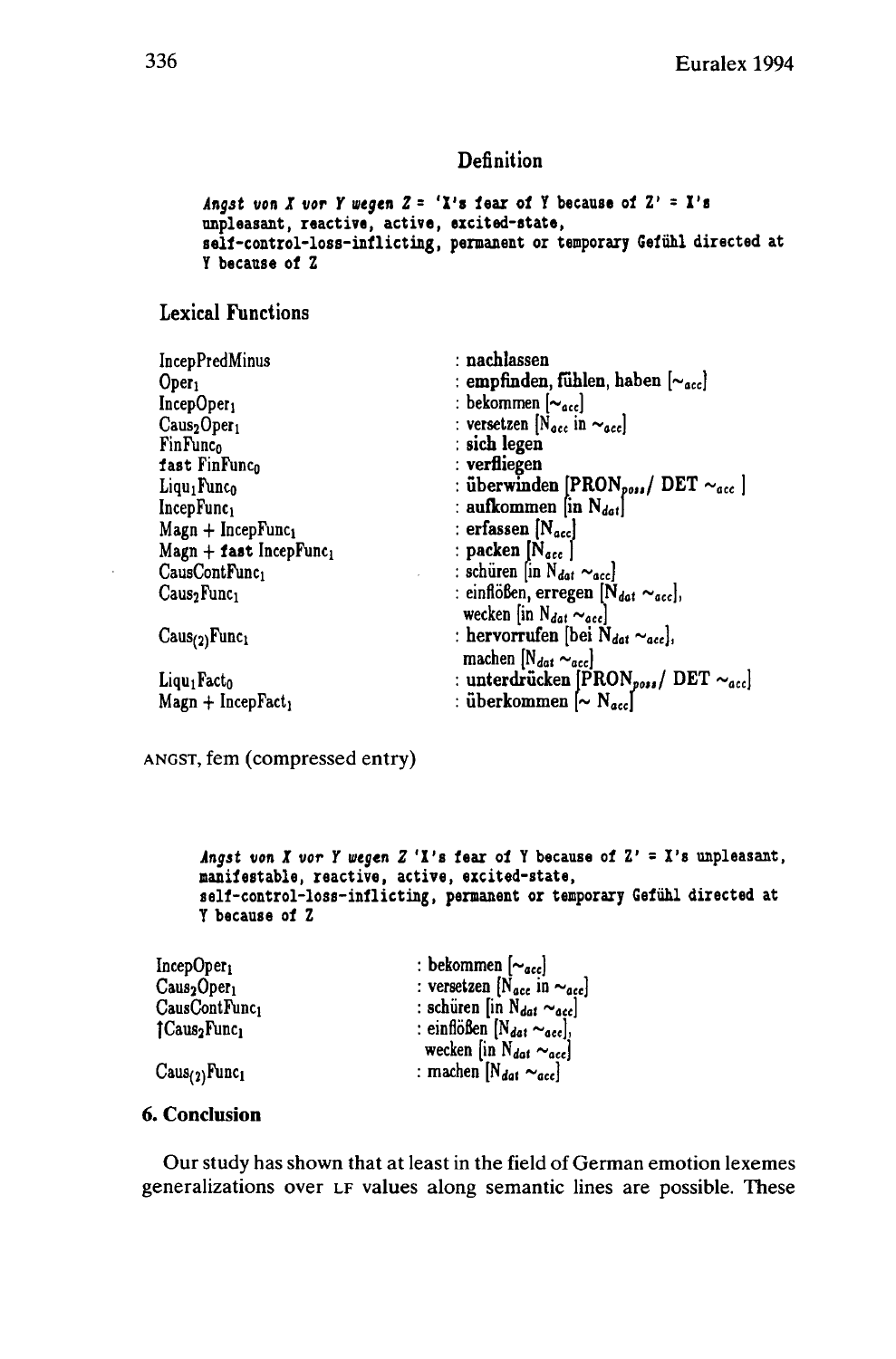### Definition

*Angst von X vor Y wegen Z* = 'X's fear of Y because of Z' = X's unpleasant, reactive, active, excited-state, self-control-loss-inflicting, permanent or temporary Gefühl directed at Y because of Z

### Lexical Functions

| | |
|---|---|
| IncepPredMinus | : **nachlassen** |
| $Oper_1$ | : **empfinden, fühlen, haben** [$\sim_{acc}$] |
| $IncepOper_1$ | : bekommen [$\sim_{acc}$] |
| $Caus_2Oper_1$ | : versetzen [$N_{acc}$ in $\sim_{acc}$] |
| $FinFunc_0$ | : **sich legen** |
| fast $FinFunc_0$ | : **verfliegen** |
| $Liqu_1Func_0$ | : **überwinden** [$PRON_{poss}$/ DET $\sim_{acc}$ ] |
| $IncepFunc_1$ | : **aufkommen** [in $N_{dat}$] |
| Magn + $IncepFunc_1$ | : **erfassen** [$N_{acc}$] |
| Magn + fast $IncepFunc_1$ | : **packen** [$N_{acc}$ ] |
| $CausContFunc_1$ | : schüren [in $N_{dat}$ $\sim_{acc}$] |
| $Caus_2Func_1$ | : einflößen, erregen [$N_{dat}$ $\sim_{acc}$], wecken [in $N_{dat}$ $\sim_{acc}$] |
| $Caus_{(2)}Func_1$ | : **hervorrufen** [bei $N_{dat}$ $\sim_{acc}$], machen [$N_{dat}$ $\sim_{acc}$] |
| $Liqu_1Fact_0$ | : **unterdrücken** [$PRON_{poss}$/ DET $\sim_{acc}$] |
| Magn + $IncepFact_1$ | : **überkommen** [$\sim$ $N_{acc}$] |

ANGST, fem (compressed entry)

*Angst von X vor Y wegen Z* 'X's fear of Y because of Z' = X's unpleasant, manifestable, reactive, active, excited-state, self-control-loss-inflicting, permanent or temporary Gefühl directed at Y because of Z

| | |
|---|---|
| $IncepOper_1$ | : bekommen [$\sim_{acc}$] |
| $Caus_2Oper_1$ | : versetzen [$N_{acc}$ in $\sim_{acc}$] |
| $CausContFunc_1$ | : schüren [in $N_{dat}$ $\sim_{acc}$] |
| $\uparrow Caus_2Func_1$ | : einflößen [$N_{dat}$ $\sim_{acc}$], wecken [in $N_{dat}$ $\sim_{acc}$] |
| $Caus_{(2)}Func_1$ | : machen [$N_{dat}$ $\sim_{acc}$] |

## 6. Conclusion

Our study has shown that at least in the field of German emotion lexemes generalizations over LF values along semantic lines are possible. These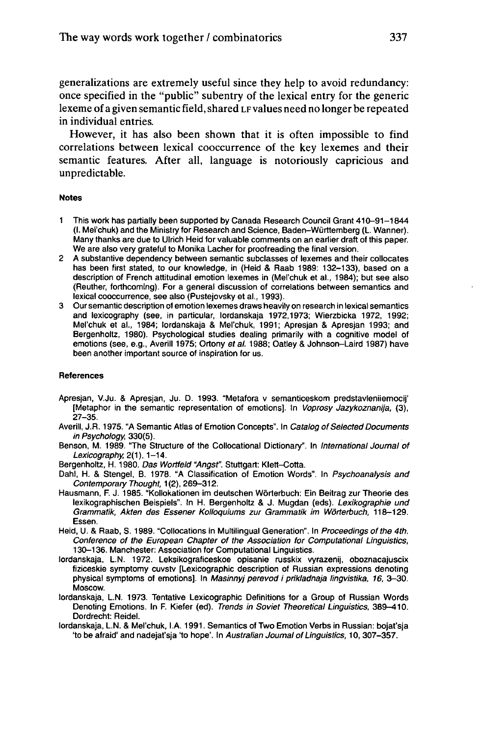generalizations are extremely useful since they help to avoid redundancy: once specified in the "public" subentry of the lexical entry for the generic lexeme of a given semantic field, shared LF values need no longer be repeated in individual entries.

However, it has also been shown that it is often impossible to find correlations between lexical cooccurrence of the key lexemes and their semantic features. After all, language is notoriously capricious and unpredictable.

#### Notes

1. This work has partially been supported by Canada Research Council Grant 410–91–1844 (I. Mel'chuk) and the Ministry for Research and Science, Baden–Württemberg (L. Wanner). Many thanks are due to Ulrich Heid for valuable comments on an earlier draft of this paper. We are also very grateful to Monika Lacher for proofreading the final version.
2. A substantive dependency between semantic subclasses of lexemes and their collocates has been first stated, to our knowledge, in (Heid & Raab 1989: 132–133), based on a description of French attitudinal emotion lexemes in (Mel'chuk et al., 1984); but see also (Reuther, forthcoming). For a general discussion of correlations between semantics and lexical cooccurrence, see also (Pustejovsky et al., 1993).
3. Our semantic description of emotion lexemes draws heavily on research in lexical semantics and lexicography (see, in particular, Iordanskaja 1972,1973; Wierzbicka 1972, 1992; Mel'chuk et al., 1984; Iordanskaja & Mel'chuk, 1991; Apresjan & Apresjan 1993; and Bergenholtz, 1980). Psychological studies dealing primarily with a cognitive model of emotions (see, e.g., Averill 1975; Ortony *et al.* 1988; Oatley & Johnson–Laird 1987) have been another important source of inspiration for us.

#### References

Apresjan, V.Ju. & Apresjan, Ju. D. 1993. "Metafora v semanticeskom predstavleniiemocij' [Metaphor in the semantic representation of emotions]. In *Voprosy Jazykoznanija*, (3), 27–35.

Averill, J.R. 1975. "A Semantic Atlas of Emotion Concepts". In *Catalog of Selected Documents in Psychology*, 330(5).

Benson, M. 1989. "The Structure of the Collocational Dictionary". In *International Journal of Lexicography*, 2(1), 1–14.

Bergenholtz, H. 1980. *Das Wortfeld "Angst"*. Stuttgart: Klett–Cotta.

Dahl, H. & Stengel, B. 1978. "A Classification of Emotion Words". In *Psychoanalysis and Contemporary Thought*, 1(2), 269–312.

Hausmann, F. J. 1985. "Kollokationen im deutschen Wörterbuch: Ein Beitrag zur Theorie des lexikographischen Beispiels". In H. Bergenholtz & J. Mugdan (eds). *Lexikographie und Grammatik, Akten des Essener Kolloquiums zur Grammatik im Wörterbuch*, 118–129. Essen.

Heid, U. & Raab, S. 1989. "Collocations in Multilingual Generation". In *Proceedings of the 4th. Conference of the European Chapter of the Association for Computational Linguistics*, 130–136. Manchester: Association for Computational Linguistics.

Iordanskaja, L.N. 1972. Leksikograficeskoe opisanie russkix vyrazenij, oboznacajuscix fiziceskie symptomy cuvstv [Lexicographic description of Russian expressions denoting physical symptoms of emotions]. In *Masinnyj perevod i prikladnaja lingvistika, 16*, 3–30. Moscow.

Iordanskaja, L.N. 1973. Tentative Lexicographic Definitions for a Group of Russian Words Denoting Emotions. In F. Kiefer (ed). *Trends in Soviet Theoretical Linguistics*, 389–410. Dordrecht: Reidel.

Iordanskaja, L.N. & Mel'chuk, I.A. 1991. Semantics of Two Emotion Verbs in Russian: bojat'sja 'to be afraid' and nadejat'sja 'to hope'. In *Australian Journal of Linguistics*, 10, 307–357.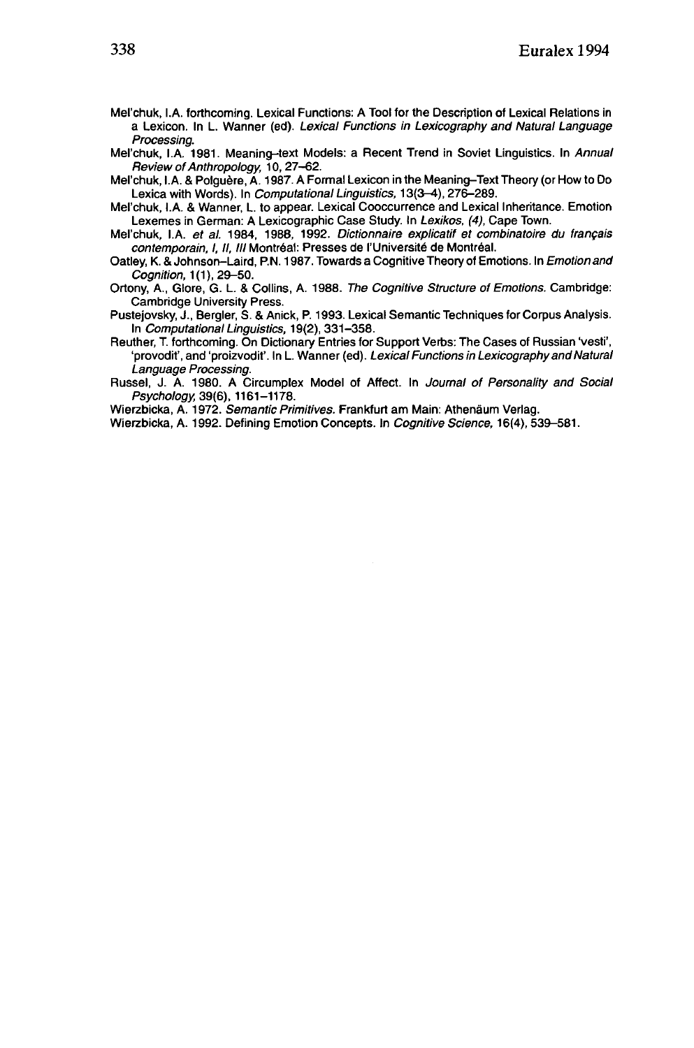Mel'chuk, I.A. forthcoming. Lexical Functions: A Tool for the Description of Lexical Relations in a Lexicon. In L. Wanner (ed). *Lexical Functions in Lexicography and Natural Language Processing.*

Mel'chuk, I.A. 1981. Meaning–text Models: a Recent Trend in Soviet Linguistics. In *Annual Review of Anthropology,* 10, 27–62.

Mel'chuk, I.A. & Polguère, A. 1987. A Formal Lexicon in the Meaning–Text Theory (or How to Do Lexica with Words). In *Computational Linguistics,* 13(3–4), 276–289.

Mel'chuk, I.A. & Wanner, L. to appear. Lexical Cooccurrence and Lexical Inheritance. Emotion Lexemes in German: A Lexicographic Case Study. In *Lexikos, (4),* Cape Town.

Mel'chuk, I.A. *et al.* 1984, 1988, 1992. *Dictionnaire explicatif et combinatoire du français contemporain, I, II, III* Montréal: Presses de l'Université de Montréal.

Oatley, K. & Johnson–Laird, P.N. 1987. Towards a Cognitive Theory of Emotions. In *Emotion and Cognition,* 1(1), 29–50.

Ortony, A., Glore, G. L. & Collins, A. 1988. *The Cognitive Structure of Emotions.* Cambridge: Cambridge University Press.

Pustejovsky, J., Bergler, S. & Anick, P. 1993. Lexical Semantic Techniques for Corpus Analysis. In *Computational Linguistics,* 19(2), 331–358.

Reuther, T. forthcoming. On Dictionary Entries for Support Verbs: The Cases of Russian 'vesti', 'provodit', and 'proizvodit'. In L. Wanner (ed). *Lexical Functions in Lexicography and Natural Language Processing.*

Russel, J. A. 1980. A Circumplex Model of Affect. In *Journal of Personality and Social Psychology,* 39(6), 1161–1178.

Wierzbicka, A. 1972. *Semantic Primitives.* Frankfurt am Main: Athenäum Verlag.

Wierzbicka, A. 1992. Defining Emotion Concepts. In *Cognitive Science,* 16(4), 539–581.